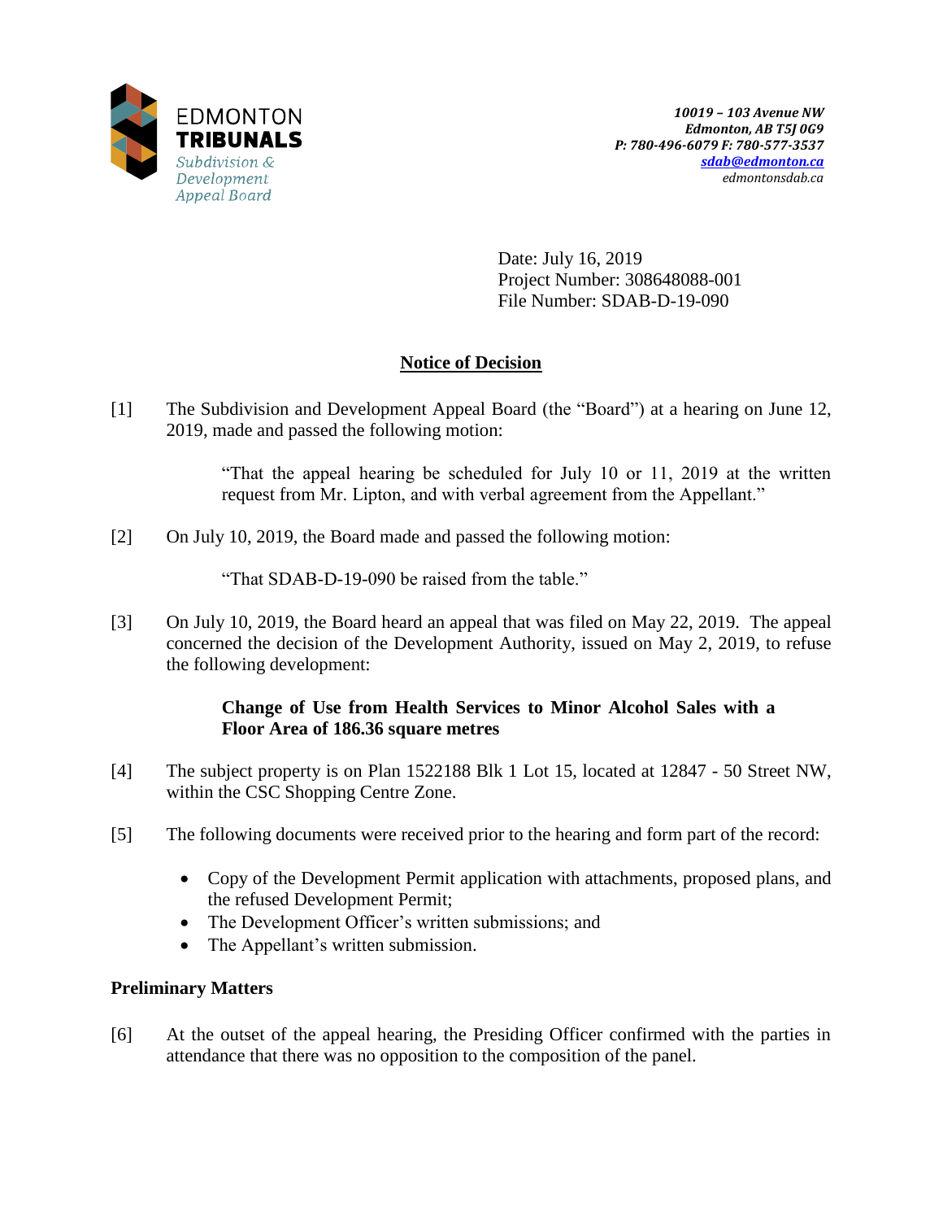EDMONTON **TRIBUNALS**
*Subdivision & Development Appeal Board*

***10019 – 103 Avenue NW***
***Edmonton, AB T5J 0G9***
***P: 780-496-6079 F: 780-577-3537***
***sdab@edmonton.ca***
*edmontonsdab.ca*

Date: July 16, 2019
Project Number: 308648088-001
File Number: SDAB-D-19-090

## Notice of Decision

[1] The Subdivision and Development Appeal Board (the "Board") at a hearing on June 12, 2019, made and passed the following motion:

> "That the appeal hearing be scheduled for July 10 or 11, 2019 at the written request from Mr. Lipton, and with verbal agreement from the Appellant."

[2] On July 10, 2019, the Board made and passed the following motion:

> "That SDAB-D-19-090 be raised from the table."

[3] On July 10, 2019, the Board heard an appeal that was filed on May 22, 2019. The appeal concerned the decision of the Development Authority, issued on May 2, 2019, to refuse the following development:

> **Change of Use from Health Services to Minor Alcohol Sales with a Floor Area of 186.36 square metres**

[4] The subject property is on Plan 1522188 Blk 1 Lot 15, located at 12847 - 50 Street NW, within the CSC Shopping Centre Zone.

[5] The following documents were received prior to the hearing and form part of the record:

- Copy of the Development Permit application with attachments, proposed plans, and the refused Development Permit;
- The Development Officer's written submissions; and
- The Appellant's written submission.

### Preliminary Matters

[6] At the outset of the appeal hearing, the Presiding Officer confirmed with the parties in attendance that there was no opposition to the composition of the panel.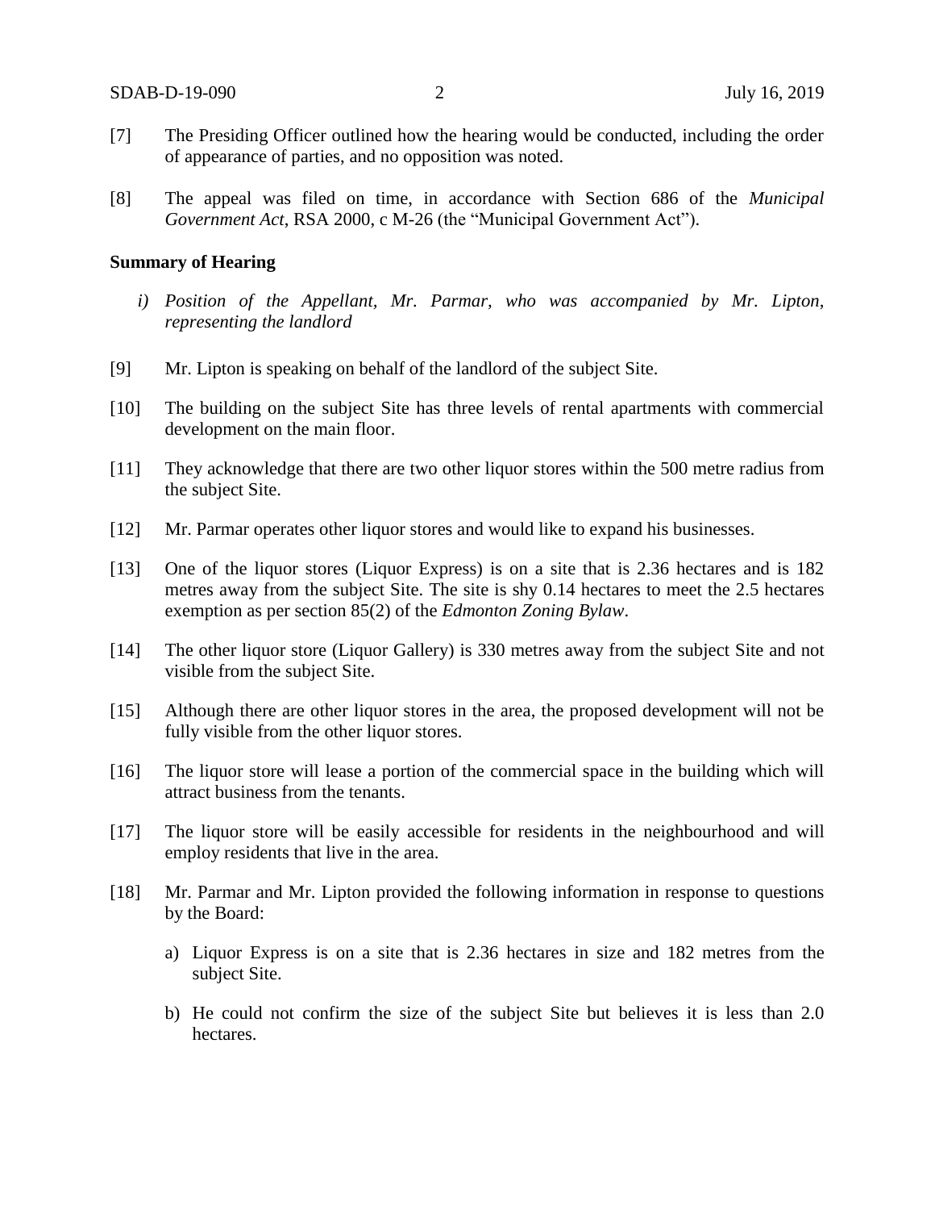[7] The Presiding Officer outlined how the hearing would be conducted, including the order of appearance of parties, and no opposition was noted.

[8] The appeal was filed on time, in accordance with Section 686 of the *Municipal Government Act*, RSA 2000, c M-26 (the "Municipal Government Act").

**Summary of Hearing**

*i) Position of the Appellant, Mr. Parmar, who was accompanied by Mr. Lipton, representing the landlord*

[9] Mr. Lipton is speaking on behalf of the landlord of the subject Site.

[10] The building on the subject Site has three levels of rental apartments with commercial development on the main floor.

[11] They acknowledge that there are two other liquor stores within the 500 metre radius from the subject Site.

[12] Mr. Parmar operates other liquor stores and would like to expand his businesses.

[13] One of the liquor stores (Liquor Express) is on a site that is 2.36 hectares and is 182 metres away from the subject Site. The site is shy 0.14 hectares to meet the 2.5 hectares exemption as per section 85(2) of the *Edmonton Zoning Bylaw*.

[14] The other liquor store (Liquor Gallery) is 330 metres away from the subject Site and not visible from the subject Site.

[15] Although there are other liquor stores in the area, the proposed development will not be fully visible from the other liquor stores.

[16] The liquor store will lease a portion of the commercial space in the building which will attract business from the tenants.

[17] The liquor store will be easily accessible for residents in the neighbourhood and will employ residents that live in the area.

[18] Mr. Parmar and Mr. Lipton provided the following information in response to questions by the Board:

a) Liquor Express is on a site that is 2.36 hectares in size and 182 metres from the subject Site.

b) He could not confirm the size of the subject Site but believes it is less than 2.0 hectares.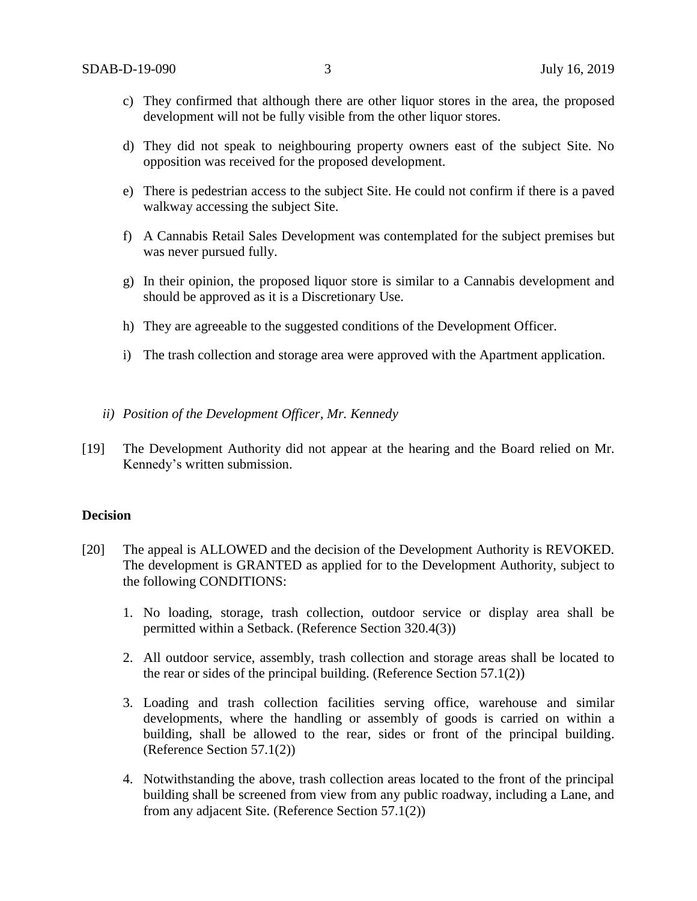c) They confirmed that although there are other liquor stores in the area, the proposed development will not be fully visible from the other liquor stores.

d) They did not speak to neighbouring property owners east of the subject Site. No opposition was received for the proposed development.

e) There is pedestrian access to the subject Site. He could not confirm if there is a paved walkway accessing the subject Site.

f) A Cannabis Retail Sales Development was contemplated for the subject premises but was never pursued fully.

g) In their opinion, the proposed liquor store is similar to a Cannabis development and should be approved as it is a Discretionary Use.

h) They are agreeable to the suggested conditions of the Development Officer.

i) The trash collection and storage area were approved with the Apartment application.

*ii) Position of the Development Officer, Mr. Kennedy*

[19] The Development Authority did not appear at the hearing and the Board relied on Mr. Kennedy's written submission.

**Decision**

[20] The appeal is ALLOWED and the decision of the Development Authority is REVOKED. The development is GRANTED as applied for to the Development Authority, subject to the following CONDITIONS:

1. No loading, storage, trash collection, outdoor service or display area shall be permitted within a Setback. (Reference Section 320.4(3))

2. All outdoor service, assembly, trash collection and storage areas shall be located to the rear or sides of the principal building. (Reference Section 57.1(2))

3. Loading and trash collection facilities serving office, warehouse and similar developments, where the handling or assembly of goods is carried on within a building, shall be allowed to the rear, sides or front of the principal building. (Reference Section 57.1(2))

4. Notwithstanding the above, trash collection areas located to the front of the principal building shall be screened from view from any public roadway, including a Lane, and from any adjacent Site. (Reference Section 57.1(2))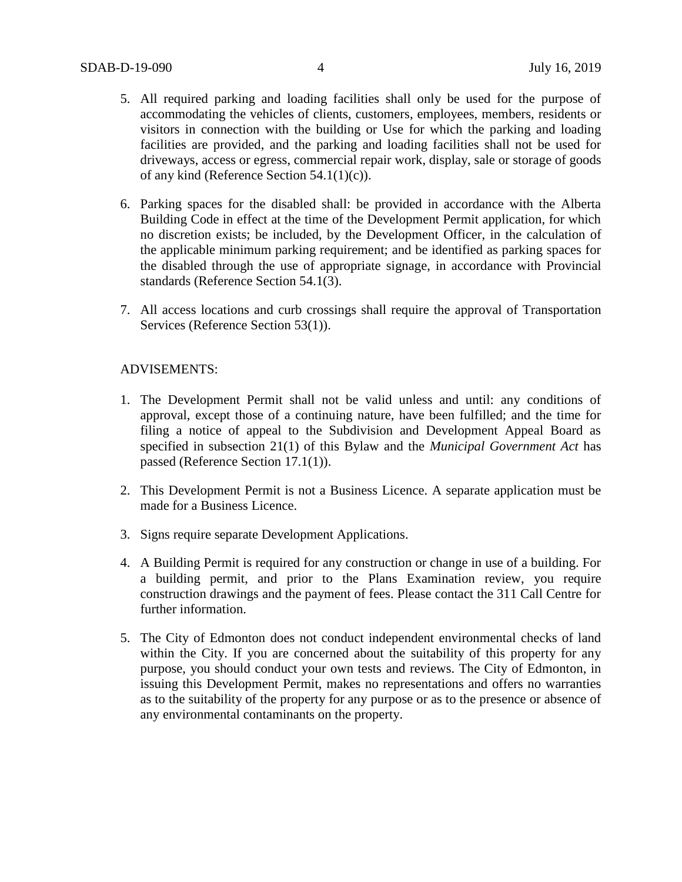5. All required parking and loading facilities shall only be used for the purpose of accommodating the vehicles of clients, customers, employees, members, residents or visitors in connection with the building or Use for which the parking and loading facilities are provided, and the parking and loading facilities shall not be used for driveways, access or egress, commercial repair work, display, sale or storage of goods of any kind (Reference Section 54.1(1)(c)).

6. Parking spaces for the disabled shall: be provided in accordance with the Alberta Building Code in effect at the time of the Development Permit application, for which no discretion exists; be included, by the Development Officer, in the calculation of the applicable minimum parking requirement; and be identified as parking spaces for the disabled through the use of appropriate signage, in accordance with Provincial standards (Reference Section 54.1(3).

7. All access locations and curb crossings shall require the approval of Transportation Services (Reference Section 53(1)).

ADVISEMENTS:

1. The Development Permit shall not be valid unless and until: any conditions of approval, except those of a continuing nature, have been fulfilled; and the time for filing a notice of appeal to the Subdivision and Development Appeal Board as specified in subsection 21(1) of this Bylaw and the *Municipal Government Act* has passed (Reference Section 17.1(1)).

2. This Development Permit is not a Business Licence. A separate application must be made for a Business Licence.

3. Signs require separate Development Applications.

4. A Building Permit is required for any construction or change in use of a building. For a building permit, and prior to the Plans Examination review, you require construction drawings and the payment of fees. Please contact the 311 Call Centre for further information.

5. The City of Edmonton does not conduct independent environmental checks of land within the City. If you are concerned about the suitability of this property for any purpose, you should conduct your own tests and reviews. The City of Edmonton, in issuing this Development Permit, makes no representations and offers no warranties as to the suitability of the property for any purpose or as to the presence or absence of any environmental contaminants on the property.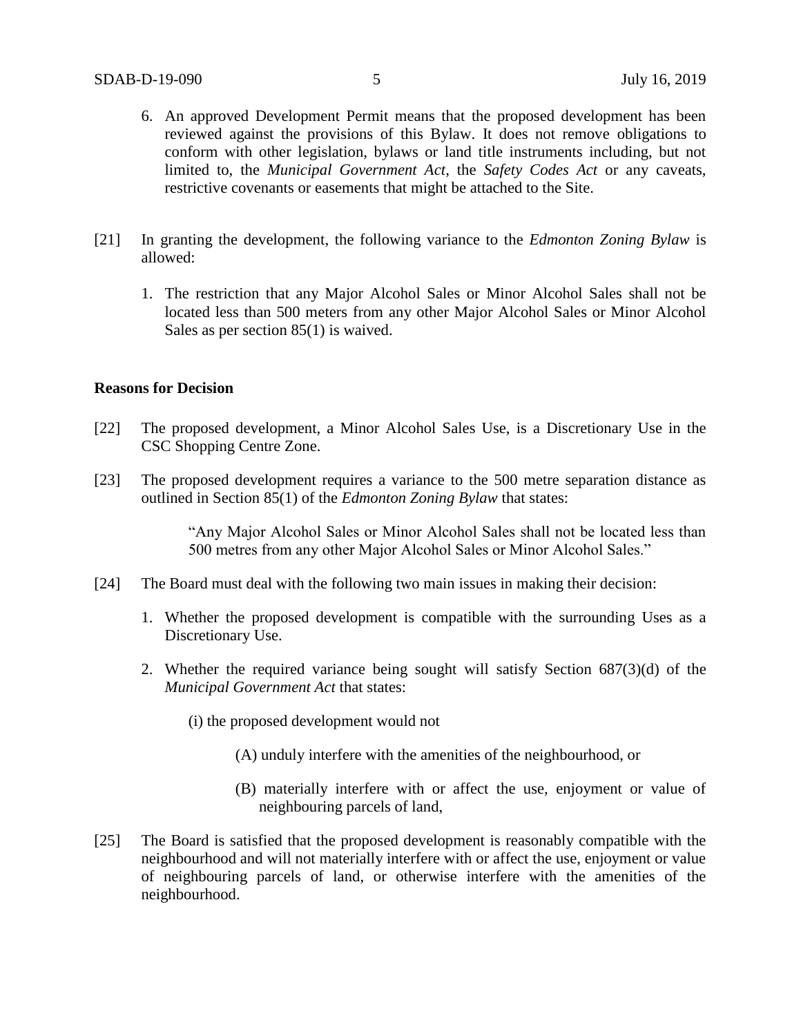6. An approved Development Permit means that the proposed development has been reviewed against the provisions of this Bylaw. It does not remove obligations to conform with other legislation, bylaws or land title instruments including, but not limited to, the *Municipal Government Act*, the *Safety Codes Act* or any caveats, restrictive covenants or easements that might be attached to the Site.

[21] In granting the development, the following variance to the *Edmonton Zoning Bylaw* is allowed:

1. The restriction that any Major Alcohol Sales or Minor Alcohol Sales shall not be located less than 500 meters from any other Major Alcohol Sales or Minor Alcohol Sales as per section 85(1) is waived.

**Reasons for Decision**

[22] The proposed development, a Minor Alcohol Sales Use, is a Discretionary Use in the CSC Shopping Centre Zone.

[23] The proposed development requires a variance to the 500 metre separation distance as outlined in Section 85(1) of the *Edmonton Zoning Bylaw* that states:

> "Any Major Alcohol Sales or Minor Alcohol Sales shall not be located less than 500 metres from any other Major Alcohol Sales or Minor Alcohol Sales."

[24] The Board must deal with the following two main issues in making their decision:

1. Whether the proposed development is compatible with the surrounding Uses as a Discretionary Use.
2. Whether the required variance being sought will satisfy Section 687(3)(d) of the *Municipal Government Act* that states:

   (i) the proposed development would not

   (A) unduly interfere with the amenities of the neighbourhood, or

   (B) materially interfere with or affect the use, enjoyment or value of neighbouring parcels of land,

[25] The Board is satisfied that the proposed development is reasonably compatible with the neighbourhood and will not materially interfere with or affect the use, enjoyment or value of neighbouring parcels of land, or otherwise interfere with the amenities of the neighbourhood.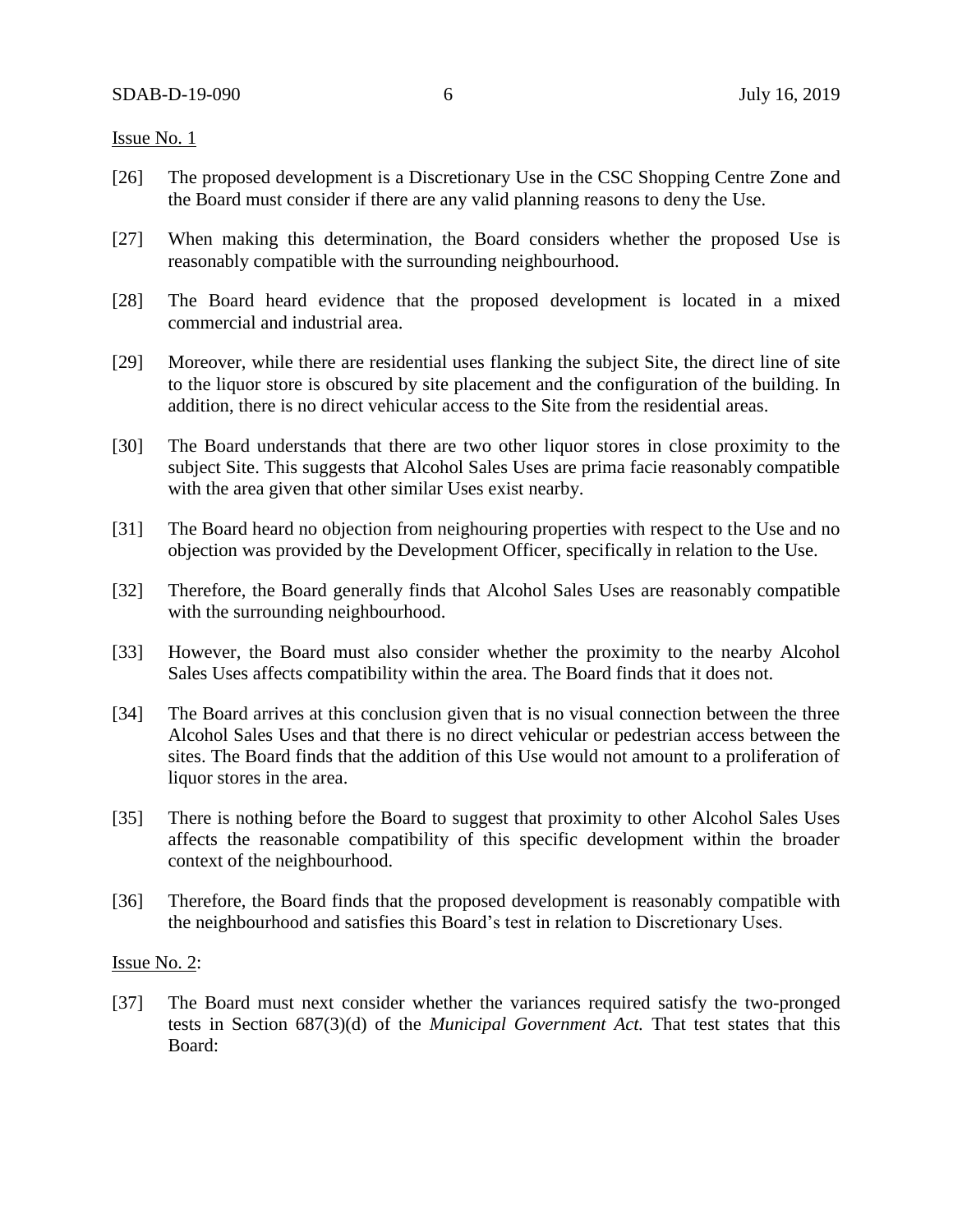Issue No. 1

[26] The proposed development is a Discretionary Use in the CSC Shopping Centre Zone and the Board must consider if there are any valid planning reasons to deny the Use.

[27] When making this determination, the Board considers whether the proposed Use is reasonably compatible with the surrounding neighbourhood.

[28] The Board heard evidence that the proposed development is located in a mixed commercial and industrial area.

[29] Moreover, while there are residential uses flanking the subject Site, the direct line of site to the liquor store is obscured by site placement and the configuration of the building. In addition, there is no direct vehicular access to the Site from the residential areas.

[30] The Board understands that there are two other liquor stores in close proximity to the subject Site. This suggests that Alcohol Sales Uses are prima facie reasonably compatible with the area given that other similar Uses exist nearby.

[31] The Board heard no objection from neighouring properties with respect to the Use and no objection was provided by the Development Officer, specifically in relation to the Use.

[32] Therefore, the Board generally finds that Alcohol Sales Uses are reasonably compatible with the surrounding neighbourhood.

[33] However, the Board must also consider whether the proximity to the nearby Alcohol Sales Uses affects compatibility within the area. The Board finds that it does not.

[34] The Board arrives at this conclusion given that is no visual connection between the three Alcohol Sales Uses and that there is no direct vehicular or pedestrian access between the sites. The Board finds that the addition of this Use would not amount to a proliferation of liquor stores in the area.

[35] There is nothing before the Board to suggest that proximity to other Alcohol Sales Uses affects the reasonable compatibility of this specific development within the broader context of the neighbourhood.

[36] Therefore, the Board finds that the proposed development is reasonably compatible with the neighbourhood and satisfies this Board's test in relation to Discretionary Uses.

Issue No. 2:

[37] The Board must next consider whether the variances required satisfy the two-pronged tests in Section 687(3)(d) of the *Municipal Government Act.* That test states that this Board: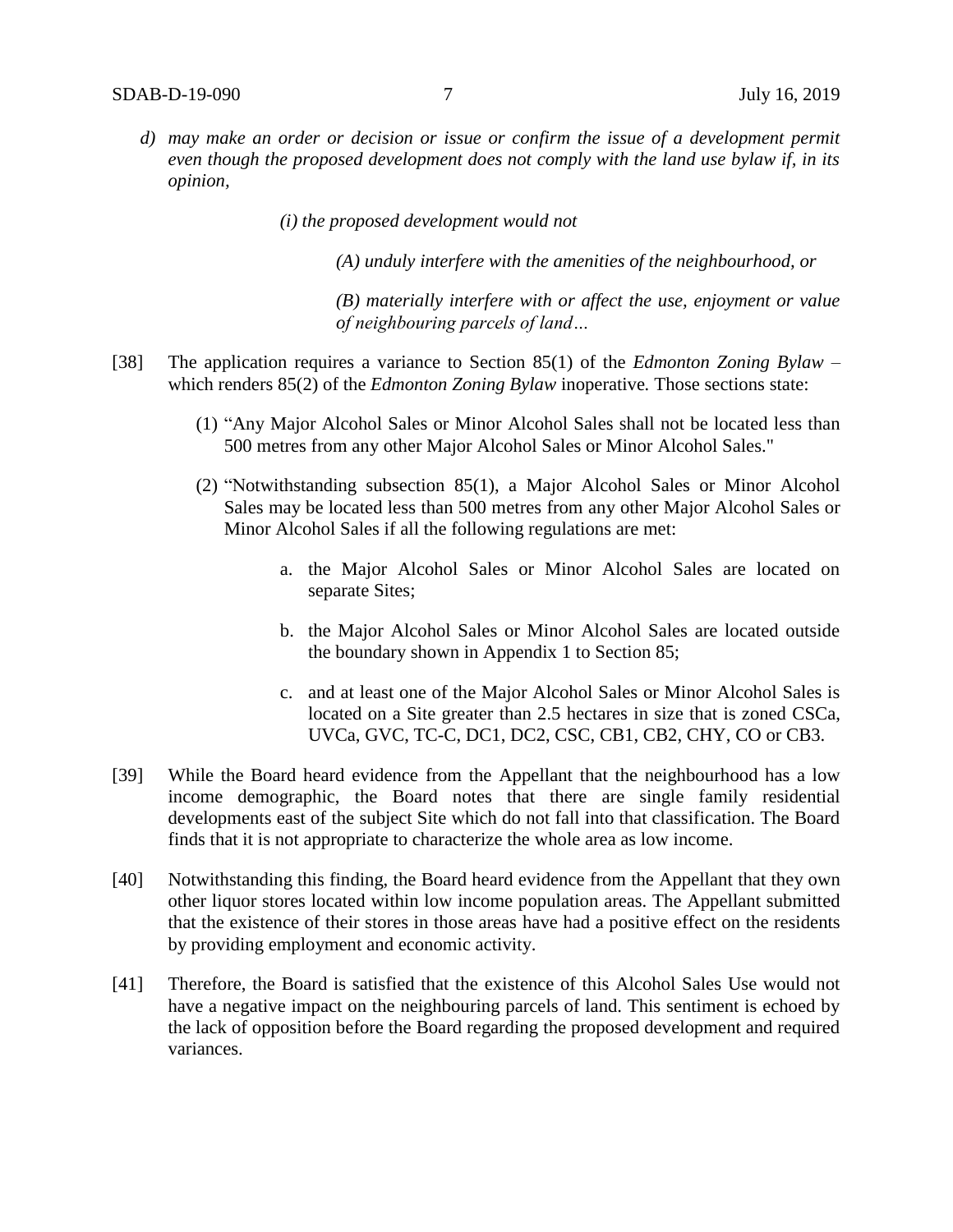*d) may make an order or decision or issue or confirm the issue of a development permit even though the proposed development does not comply with the land use bylaw if, in its opinion,*

> *(i) the proposed development would not*
>
> > *(A) unduly interfere with the amenities of the neighbourhood, or*
> >
> > *(B) materially interfere with or affect the use, enjoyment or value of neighbouring parcels of land…*

[38] The application requires a variance to Section 85(1) of the *Edmonton Zoning Bylaw* – which renders 85(2) of the *Edmonton Zoning Bylaw* inoperative. Those sections state:

(1) "Any Major Alcohol Sales or Minor Alcohol Sales shall not be located less than 500 metres from any other Major Alcohol Sales or Minor Alcohol Sales."

(2) "Notwithstanding subsection 85(1), a Major Alcohol Sales or Minor Alcohol Sales may be located less than 500 metres from any other Major Alcohol Sales or Minor Alcohol Sales if all the following regulations are met:

a. the Major Alcohol Sales or Minor Alcohol Sales are located on separate Sites;

b. the Major Alcohol Sales or Minor Alcohol Sales are located outside the boundary shown in Appendix 1 to Section 85;

c. and at least one of the Major Alcohol Sales or Minor Alcohol Sales is located on a Site greater than 2.5 hectares in size that is zoned CSCa, UVCa, GVC, TC-C, DC1, DC2, CSC, CB1, CB2, CHY, CO or CB3.

[39] While the Board heard evidence from the Appellant that the neighbourhood has a low income demographic, the Board notes that there are single family residential developments east of the subject Site which do not fall into that classification. The Board finds that it is not appropriate to characterize the whole area as low income.

[40] Notwithstanding this finding, the Board heard evidence from the Appellant that they own other liquor stores located within low income population areas. The Appellant submitted that the existence of their stores in those areas have had a positive effect on the residents by providing employment and economic activity.

[41] Therefore, the Board is satisfied that the existence of this Alcohol Sales Use would not have a negative impact on the neighbouring parcels of land. This sentiment is echoed by the lack of opposition before the Board regarding the proposed development and required variances.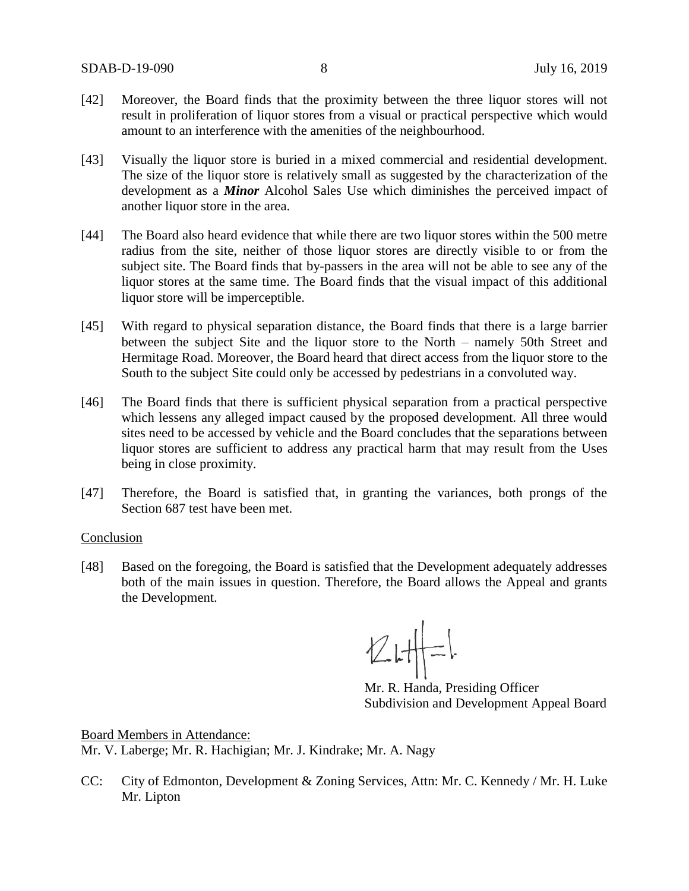[42] Moreover, the Board finds that the proximity between the three liquor stores will not result in proliferation of liquor stores from a visual or practical perspective which would amount to an interference with the amenities of the neighbourhood.

[43] Visually the liquor store is buried in a mixed commercial and residential development. The size of the liquor store is relatively small as suggested by the characterization of the development as a ***Minor*** Alcohol Sales Use which diminishes the perceived impact of another liquor store in the area.

[44] The Board also heard evidence that while there are two liquor stores within the 500 metre radius from the site, neither of those liquor stores are directly visible to or from the subject site. The Board finds that by-passers in the area will not be able to see any of the liquor stores at the same time. The Board finds that the visual impact of this additional liquor store will be imperceptible.

[45] With regard to physical separation distance, the Board finds that there is a large barrier between the subject Site and the liquor store to the North – namely 50th Street and Hermitage Road. Moreover, the Board heard that direct access from the liquor store to the South to the subject Site could only be accessed by pedestrians in a convoluted way.

[46] The Board finds that there is sufficient physical separation from a practical perspective which lessens any alleged impact caused by the proposed development. All three would sites need to be accessed by vehicle and the Board concludes that the separations between liquor stores are sufficient to address any practical harm that may result from the Uses being in close proximity.

[47] Therefore, the Board is satisfied that, in granting the variances, both prongs of the Section 687 test have been met.

Conclusion

[48] Based on the foregoing, the Board is satisfied that the Development adequately addresses both of the main issues in question. Therefore, the Board allows the Appeal and grants the Development.

Mr. R. Handa, Presiding Officer
Subdivision and Development Appeal Board

Board Members in Attendance:
Mr. V. Laberge; Mr. R. Hachigian; Mr. J. Kindrake; Mr. A. Nagy

CC: City of Edmonton, Development & Zoning Services, Attn: Mr. C. Kennedy / Mr. H. Luke
Mr. Lipton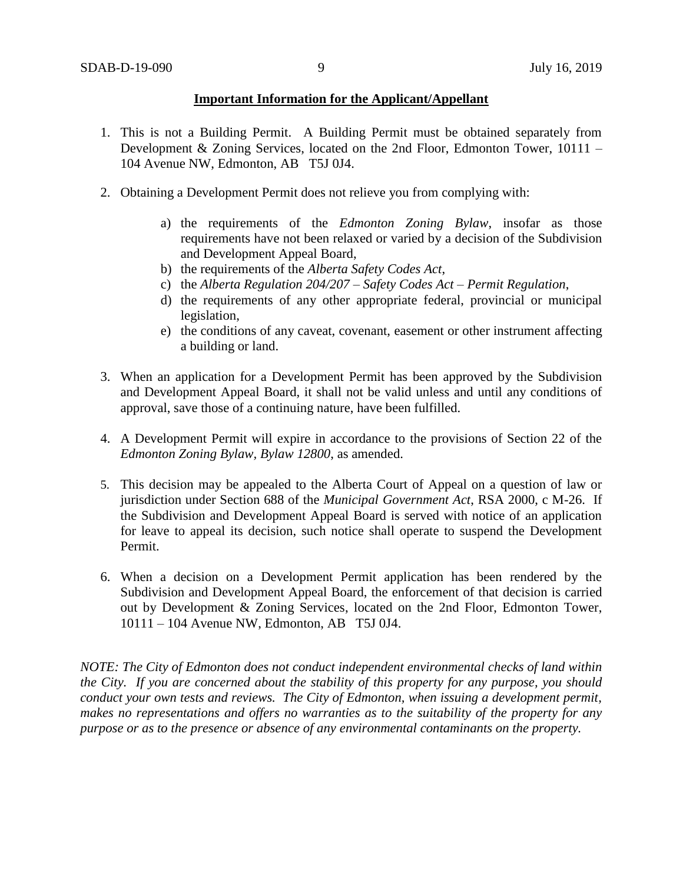**Important Information for the Applicant/Appellant**

1. This is not a Building Permit. A Building Permit must be obtained separately from Development & Zoning Services, located on the 2nd Floor, Edmonton Tower, 10111 – 104 Avenue NW, Edmonton, AB T5J 0J4.

2. Obtaining a Development Permit does not relieve you from complying with:

   a) the requirements of the *Edmonton Zoning Bylaw*, insofar as those requirements have not been relaxed or varied by a decision of the Subdivision and Development Appeal Board,
   b) the requirements of the *Alberta Safety Codes Act*,
   c) the *Alberta Regulation 204/207 – Safety Codes Act – Permit Regulation*,
   d) the requirements of any other appropriate federal, provincial or municipal legislation,
   e) the conditions of any caveat, covenant, easement or other instrument affecting a building or land.

3. When an application for a Development Permit has been approved by the Subdivision and Development Appeal Board, it shall not be valid unless and until any conditions of approval, save those of a continuing nature, have been fulfilled.

4. A Development Permit will expire in accordance to the provisions of Section 22 of the *Edmonton Zoning Bylaw, Bylaw 12800*, as amended.

5. This decision may be appealed to the Alberta Court of Appeal on a question of law or jurisdiction under Section 688 of the *Municipal Government Act*, RSA 2000, c M-26. If the Subdivision and Development Appeal Board is served with notice of an application for leave to appeal its decision, such notice shall operate to suspend the Development Permit.

6. When a decision on a Development Permit application has been rendered by the Subdivision and Development Appeal Board, the enforcement of that decision is carried out by Development & Zoning Services, located on the 2nd Floor, Edmonton Tower, 10111 – 104 Avenue NW, Edmonton, AB T5J 0J4.

*NOTE: The City of Edmonton does not conduct independent environmental checks of land within the City. If you are concerned about the stability of this property for any purpose, you should conduct your own tests and reviews. The City of Edmonton, when issuing a development permit, makes no representations and offers no warranties as to the suitability of the property for any purpose or as to the presence or absence of any environmental contaminants on the property.*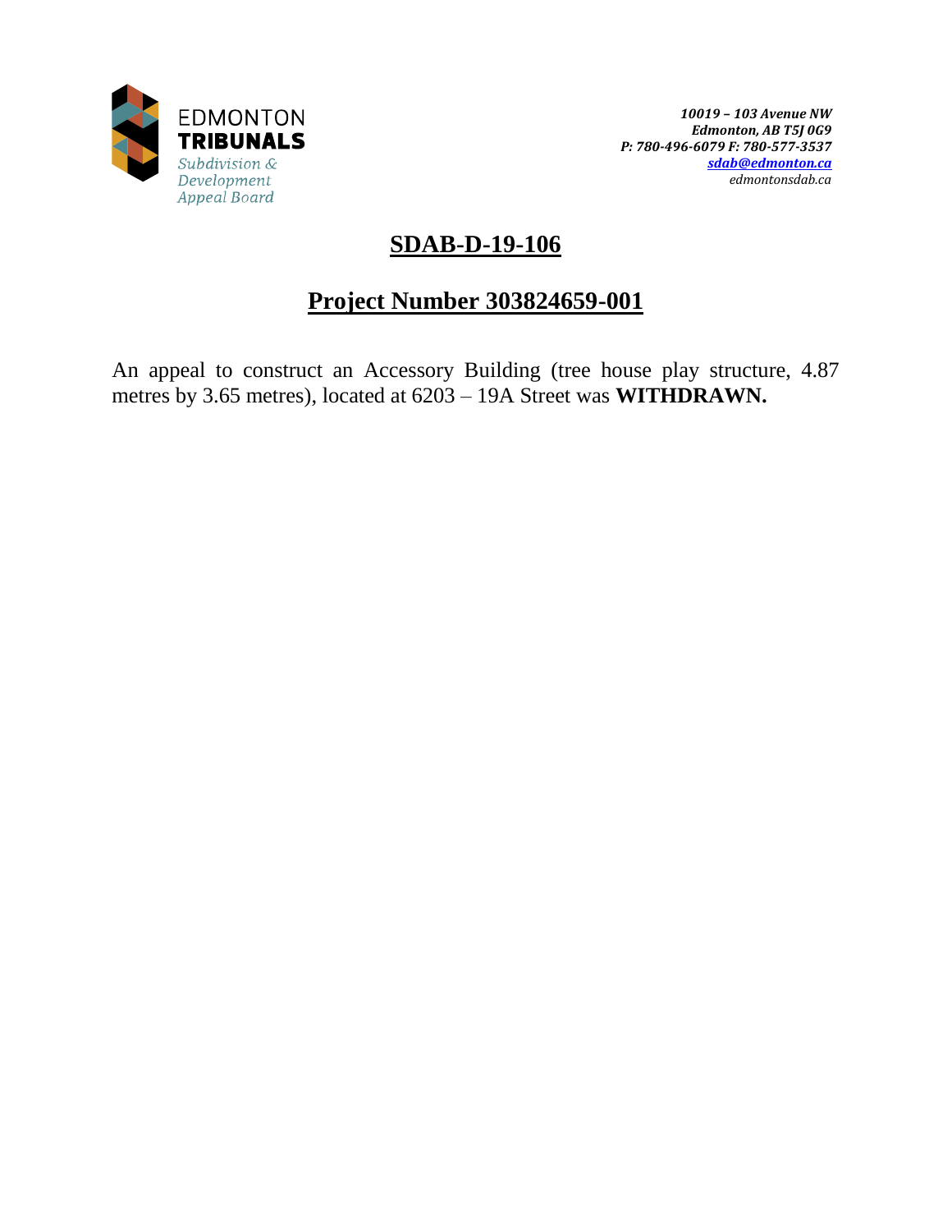EDMONTON
**TRIBUNALS**
*Subdivision & Development Appeal Board*

*10019 – 103 Avenue NW*
*Edmonton, AB T5J 0G9*
*P: 780-496-6079 F: 780-577-3537*
*sdab@edmonton.ca*
*edmontonsdab.ca*

# SDAB-D-19-106

## Project Number 303824659-001

An appeal to construct an Accessory Building (tree house play structure, 4.87 metres by 3.65 metres), located at 6203 – 19A Street was **WITHDRAWN.**